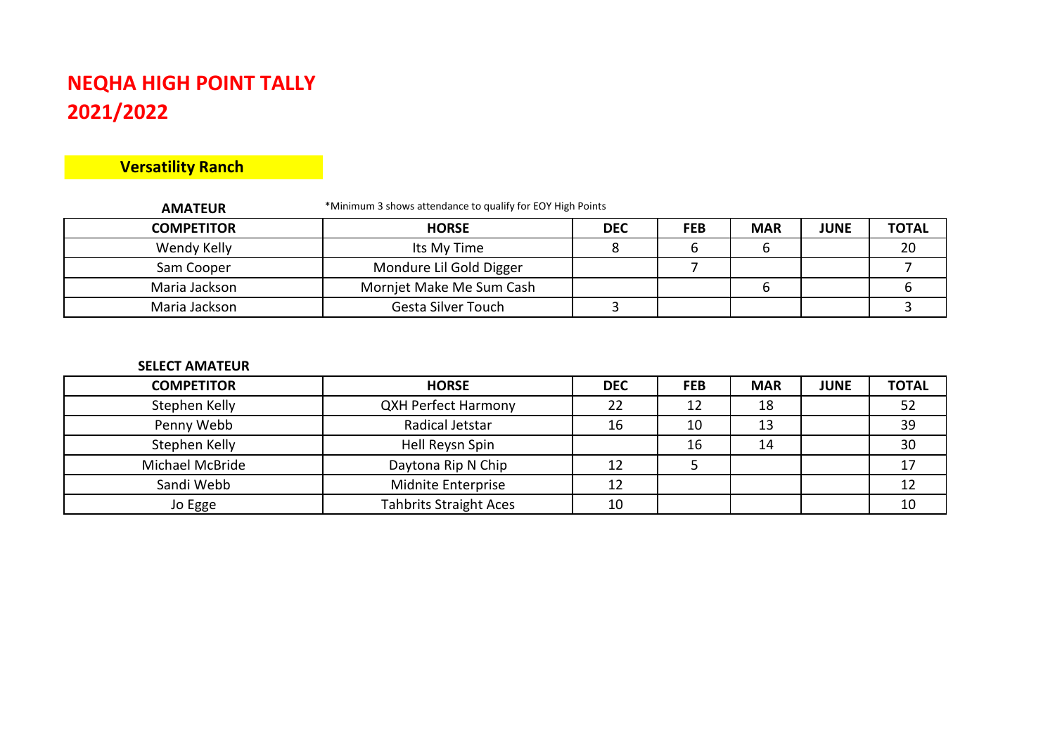# NEQHA HIGH POINT TALLY
# 2021/2022

## Versatility Ranch

**AMATEUR**

*Minimum 3 shows attendance to qualify for EOY High Points

| COMPETITOR | HORSE | DEC | FEB | MAR | JUNE | TOTAL |
|---|---|---|---|---|---|---|
| Wendy Kelly | Its My Time | 8 | 6 | 6 | | 20 |
| Sam Cooper | Mondure Lil Gold Digger | | 7 | | | 7 |
| Maria Jackson | Mornjet Make Me Sum Cash | | | 6 | | 6 |
| Maria Jackson | Gesta Silver Touch | 3 | | | | 3 |

**SELECT AMATEUR**

| COMPETITOR | HORSE | DEC | FEB | MAR | JUNE | TOTAL |
|---|---|---|---|---|---|---|
| Stephen Kelly | QXH Perfect Harmony | 22 | 12 | 18 | | 52 |
| Penny Webb | Radical Jetstar | 16 | 10 | 13 | | 39 |
| Stephen Kelly | Hell Reysn Spin | | 16 | 14 | | 30 |
| Michael McBride | Daytona Rip N Chip | 12 | 5 | | | 17 |
| Sandi Webb | Midnite Enterprise | 12 | | | | 12 |
| Jo Egge | Tahbrits Straight Aces | 10 | | | | 10 |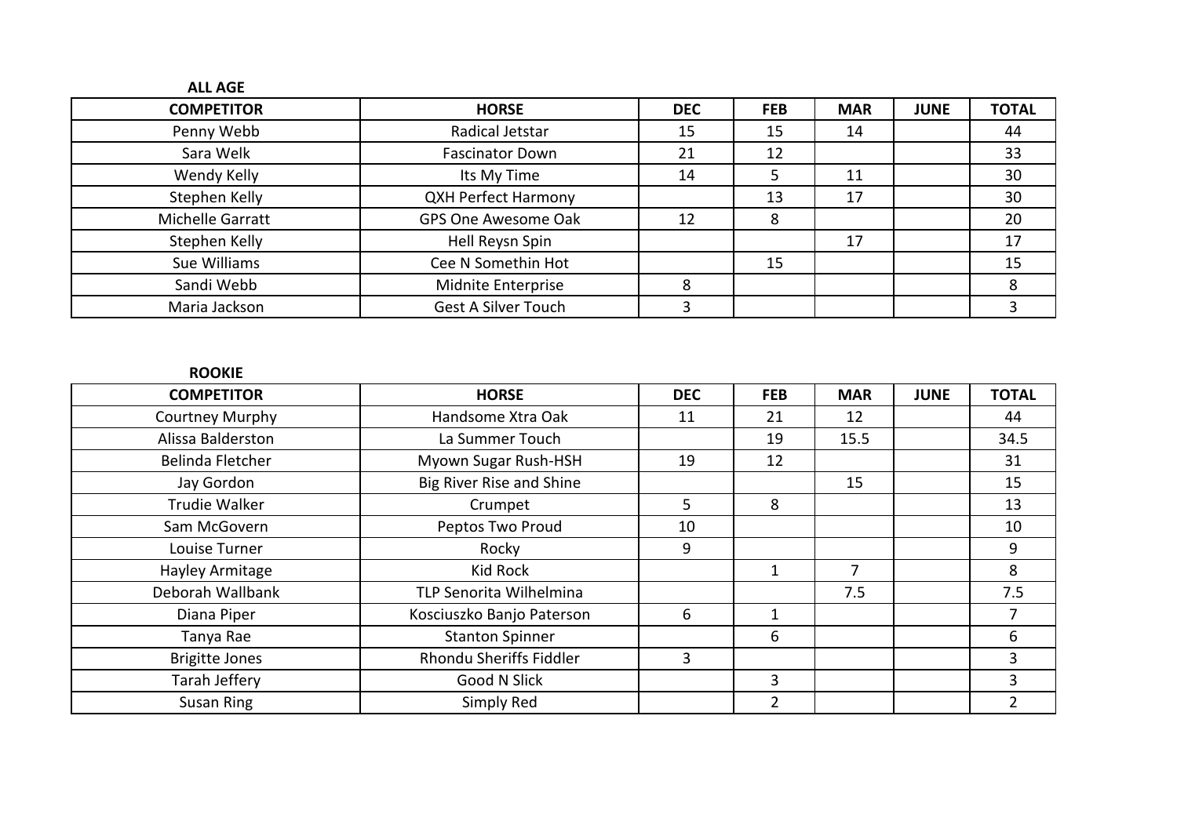**ALL AGE**

| COMPETITOR | HORSE | DEC | FEB | MAR | JUNE | TOTAL |
| --- | --- | --- | --- | --- | --- | --- |
| Penny Webb | Radical Jetstar | 15 | 15 | 14 | | 44 |
| Sara Welk | Fascinator Down | 21 | 12 | | | 33 |
| Wendy Kelly | Its My Time | 14 | 5 | 11 | | 30 |
| Stephen Kelly | QXH Perfect Harmony | | 13 | 17 | | 30 |
| Michelle Garratt | GPS One Awesome Oak | 12 | 8 | | | 20 |
| Stephen Kelly | Hell Reysn Spin | | | 17 | | 17 |
| Sue Williams | Cee N Somethin Hot | | 15 | | | 15 |
| Sandi Webb | Midnite Enterprise | 8 | | | | 8 |
| Maria Jackson | Gest A Silver Touch | 3 | | | | 3 |

**ROOKIE**

| COMPETITOR | HORSE | DEC | FEB | MAR | JUNE | TOTAL |
| --- | --- | --- | --- | --- | --- | --- |
| Courtney Murphy | Handsome Xtra Oak | 11 | 21 | 12 | | 44 |
| Alissa Balderston | La Summer Touch | | 19 | 15.5 | | 34.5 |
| Belinda Fletcher | Myown Sugar Rush-HSH | 19 | 12 | | | 31 |
| Jay Gordon | Big River Rise and Shine | | | 15 | | 15 |
| Trudie Walker | Crumpet | 5 | 8 | | | 13 |
| Sam McGovern | Peptos Two Proud | 10 | | | | 10 |
| Louise Turner | Rocky | 9 | | | | 9 |
| Hayley Armitage | Kid Rock | | 1 | 7 | | 8 |
| Deborah Wallbank | TLP Senorita Wilhelmina | | | 7.5 | | 7.5 |
| Diana Piper | Kosciuszko Banjo Paterson | 6 | 1 | | | 7 |
| Tanya Rae | Stanton Spinner | | 6 | | | 6 |
| Brigitte Jones | Rhondu Sheriffs Fiddler | 3 | | | | 3 |
| Tarah Jeffery | Good N Slick | | 3 | | | 3 |
| Susan Ring | Simply Red | | 2 | | | 2 |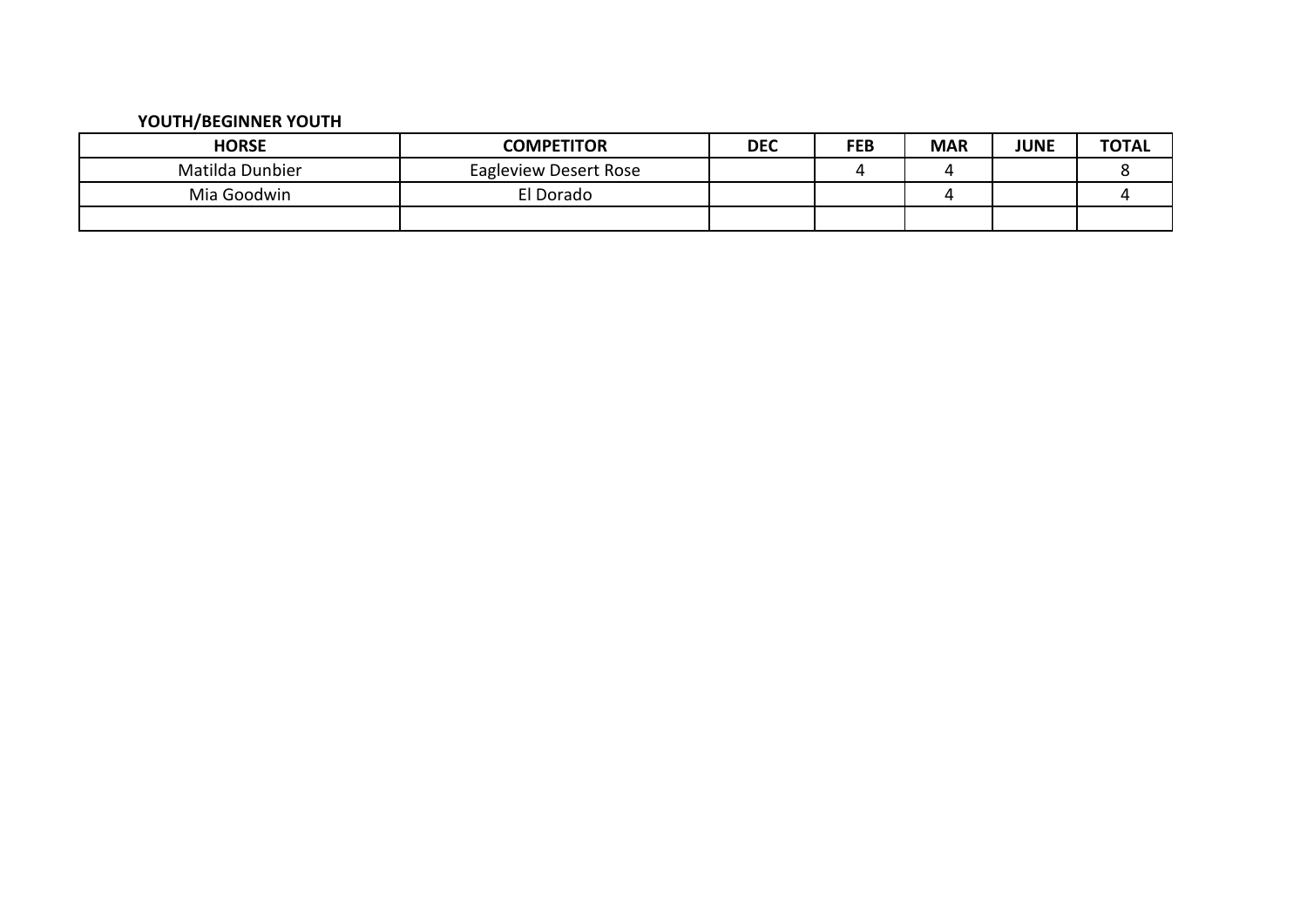**YOUTH/BEGINNER YOUTH**

| HORSE | COMPETITOR | DEC | FEB | MAR | JUNE | TOTAL |
|---|---|---|---|---|---|---|
| Matilda Dunbier | Eagleview Desert Rose | | 4 | 4 | | 8 |
| Mia Goodwin | El Dorado | | | 4 | | 4 |
| | | | | | | |